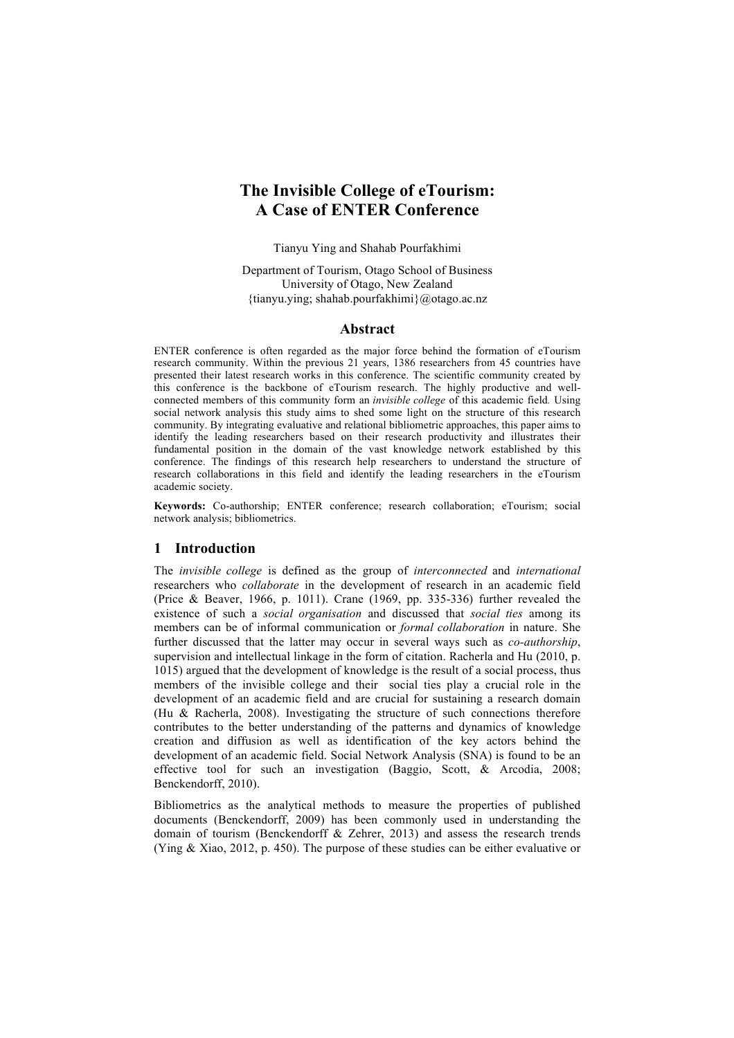# The Invisible College of eTourism: A Case of ENTER Conference

Tianyu Ying and Shahab Pourfakhimi

Department of Tourism, Otago School of Business
University of Otago, New Zealand
{tianyu.ying; shahab.pourfakhimi}@otago.ac.nz

## Abstract

ENTER conference is often regarded as the major force behind the formation of eTourism research community. Within the previous 21 years, 1386 researchers from 45 countries have presented their latest research works in this conference. The scientific community created by this conference is the backbone of eTourism research. The highly productive and well-connected members of this community form an *invisible college* of this academic field. Using social network analysis this study aims to shed some light on the structure of this research community. By integrating evaluative and relational bibliometric approaches, this paper aims to identify the leading researchers based on their research productivity and illustrates their fundamental position in the domain of the vast knowledge network established by this conference. The findings of this research help researchers to understand the structure of research collaborations in this field and identify the leading researchers in the eTourism academic society.

**Keywords:** Co-authorship; ENTER conference; research collaboration; eTourism; social network analysis; bibliometrics.

## 1 Introduction

The *invisible college* is defined as the group of *interconnected* and *international* researchers who *collaborate* in the development of research in an academic field (Price & Beaver, 1966, p. 1011). Crane (1969, pp. 335-336) further revealed the existence of such a *social organisation* and discussed that *social ties* among its members can be of informal communication or *formal collaboration* in nature. She further discussed that the latter may occur in several ways such as *co-authorship*, supervision and intellectual linkage in the form of citation. Racherla and Hu (2010, p. 1015) argued that the development of knowledge is the result of a social process, thus members of the invisible college and their social ties play a crucial role in the development of an academic field and are crucial for sustaining a research domain (Hu & Racherla, 2008). Investigating the structure of such connections therefore contributes to the better understanding of the patterns and dynamics of knowledge creation and diffusion as well as identification of the key actors behind the development of an academic field. Social Network Analysis (SNA) is found to be an effective tool for such an investigation (Baggio, Scott, & Arcodia, 2008; Benckendorff, 2010).

Bibliometrics as the analytical methods to measure the properties of published documents (Benckendorff, 2009) has been commonly used in understanding the domain of tourism (Benckendorff & Zehrer, 2013) and assess the research trends (Ying & Xiao, 2012, p. 450). The purpose of these studies can be either evaluative or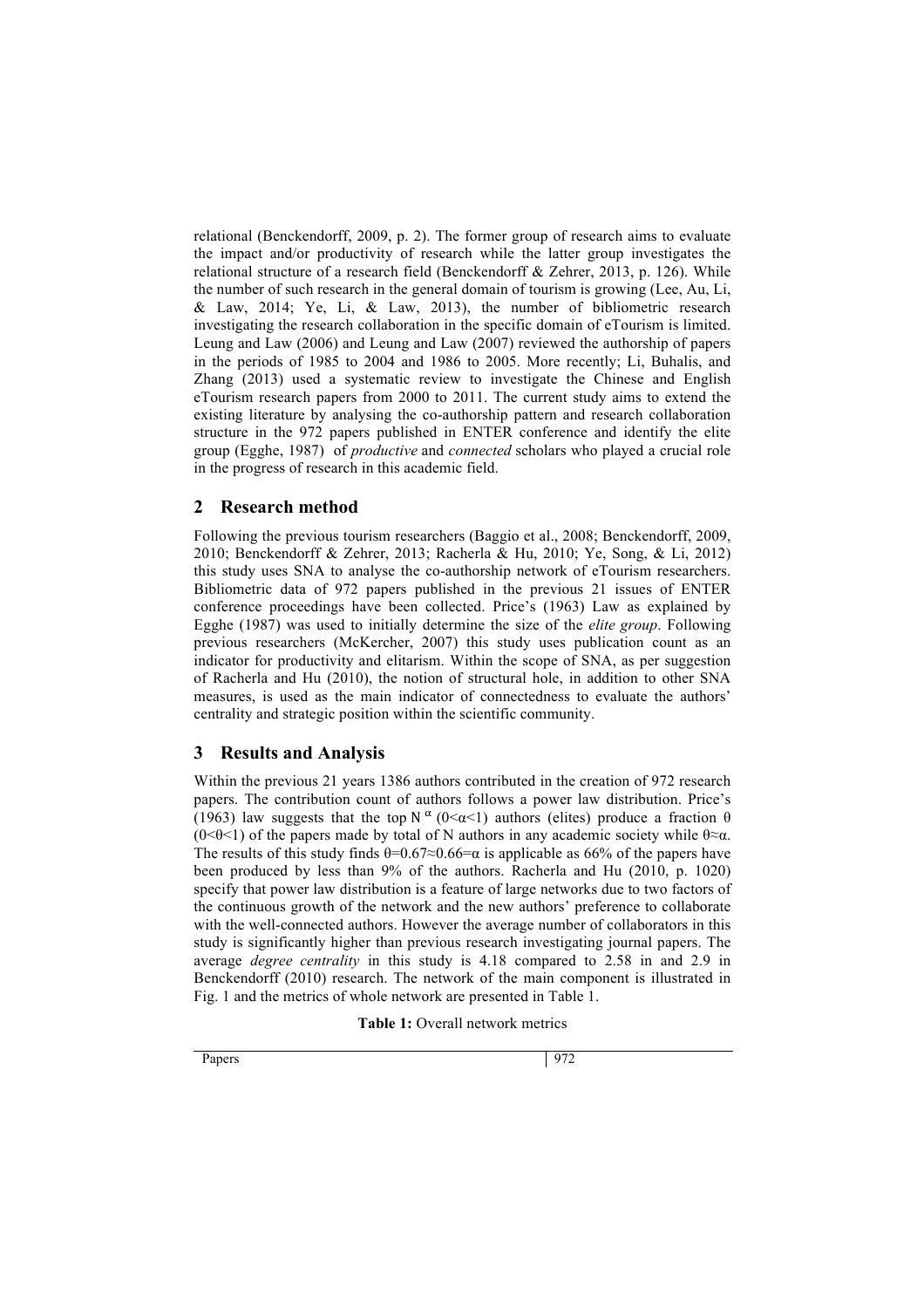relational (Benckendorff, 2009, p. 2). The former group of research aims to evaluate the impact and/or productivity of research while the latter group investigates the relational structure of a research field (Benckendorff & Zehrer, 2013, p. 126). While the number of such research in the general domain of tourism is growing (Lee, Au, Li, & Law, 2014; Ye, Li, & Law, 2013), the number of bibliometric research investigating the research collaboration in the specific domain of eTourism is limited. Leung and Law (2006) and Leung and Law (2007) reviewed the authorship of papers in the periods of 1985 to 2004 and 1986 to 2005. More recently; Li, Buhalis, and Zhang (2013) used a systematic review to investigate the Chinese and English eTourism research papers from 2000 to 2011. The current study aims to extend the existing literature by analysing the co-authorship pattern and research collaboration structure in the 972 papers published in ENTER conference and identify the elite group (Egghe, 1987) of *productive* and *connected* scholars who played a crucial role in the progress of research in this academic field.

## 2 Research method

Following the previous tourism researchers (Baggio et al., 2008; Benckendorff, 2009, 2010; Benckendorff & Zehrer, 2013; Racherla & Hu, 2010; Ye, Song, & Li, 2012) this study uses SNA to analyse the co-authorship network of eTourism researchers. Bibliometric data of 972 papers published in the previous 21 issues of ENTER conference proceedings have been collected. Price's (1963) Law as explained by Egghe (1987) was used to initially determine the size of the *elite group*. Following previous researchers (McKercher, 2007) this study uses publication count as an indicator for productivity and elitarism. Within the scope of SNA, as per suggestion of Racherla and Hu (2010), the notion of structural hole, in addition to other SNA measures, is used as the main indicator of connectedness to evaluate the authors' centrality and strategic position within the scientific community.

## 3 Results and Analysis

Within the previous 21 years 1386 authors contributed in the creation of 972 research papers. The contribution count of authors follows a power law distribution. Price's (1963) law suggests that the top $N^{\alpha}$ $(0<\alpha<1)$ authors (elites) produce a fraction $\theta$ $(0<\theta<1)$ of the papers made by total of N authors in any academic society while $\theta \approx \alpha$. The results of this study finds $\theta=0.67 \approx 0.66=\alpha$ is applicable as 66% of the papers have been produced by less than 9% of the authors. Racherla and Hu (2010, p. 1020) specify that power law distribution is a feature of large networks due to two factors of the continuous growth of the network and the new authors' preference to collaborate with the well-connected authors. However the average number of collaborators in this study is significantly higher than previous research investigating journal papers. The average *degree centrality* in this study is 4.18 compared to 2.58 in and 2.9 in Benckendorff (2010) research. The network of the main component is illustrated in Fig. 1 and the metrics of whole network are presented in Table 1.

**Table 1:** Overall network metrics

| | |
|---|---|
| Papers | 972 |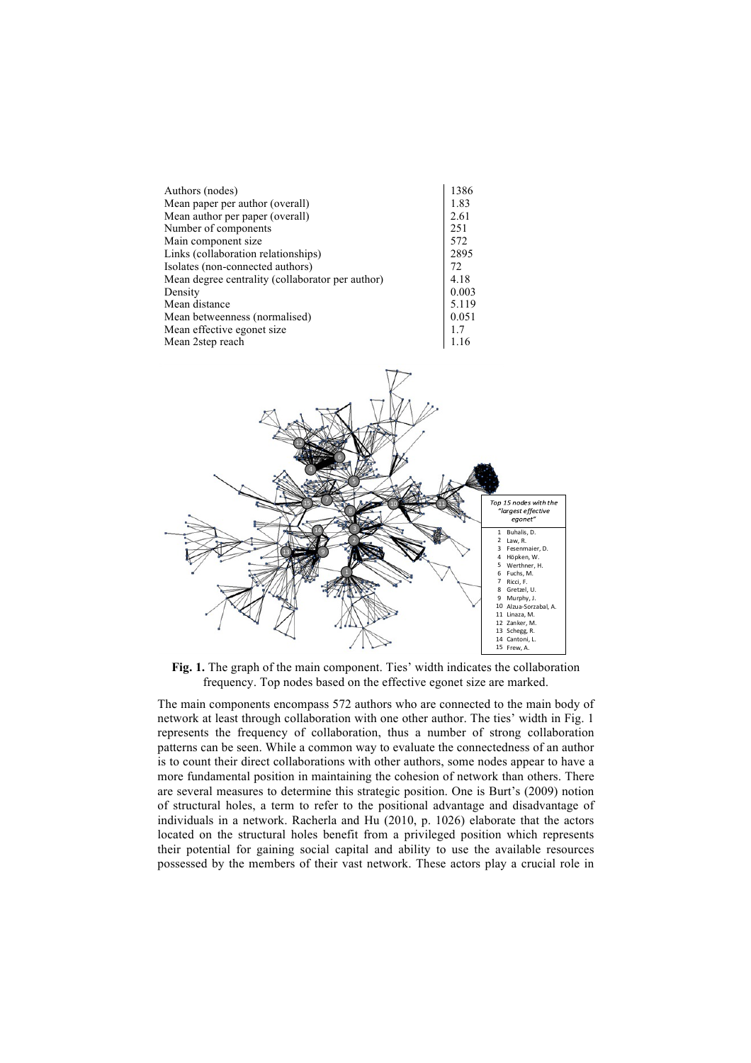| | |
|---|---|
| Authors (nodes) | 1386 |
| Mean paper per author (overall) | 1.83 |
| Mean author per paper (overall) | 2.61 |
| Number of components | 251 |
| Main component size | 572 |
| Links (collaboration relationships) | 2895 |
| Isolates (non-connected authors) | 72 |
| Mean degree centrality (collaborator per author) | 4.18 |
| Density | 0.003 |
| Mean distance | 5.119 |
| Mean betweenness (normalised) | 0.051 |
| Mean effective egonet size | 1.7 |
| Mean 2step reach | 1.16 |

**Fig. 1.** The graph of the main component. Ties' width indicates the collaboration frequency. Top nodes based on the effective egonet size are marked.

The main components encompass 572 authors who are connected to the main body of network at least through collaboration with one other author. The ties' width in Fig. 1 represents the frequency of collaboration, thus a number of strong collaboration patterns can be seen. While a common way to evaluate the connectedness of an author is to count their direct collaborations with other authors, some nodes appear to have a more fundamental position in maintaining the cohesion of network than others. There are several measures to determine this strategic position. One is Burt's (2009) notion of structural holes, a term to refer to the positional advantage and disadvantage of individuals in a network. Racherla and Hu (2010, p. 1026) elaborate that the actors located on the structural holes benefit from a privileged position which represents their potential for gaining social capital and ability to use the available resources possessed by the members of their vast network. These actors play a crucial role in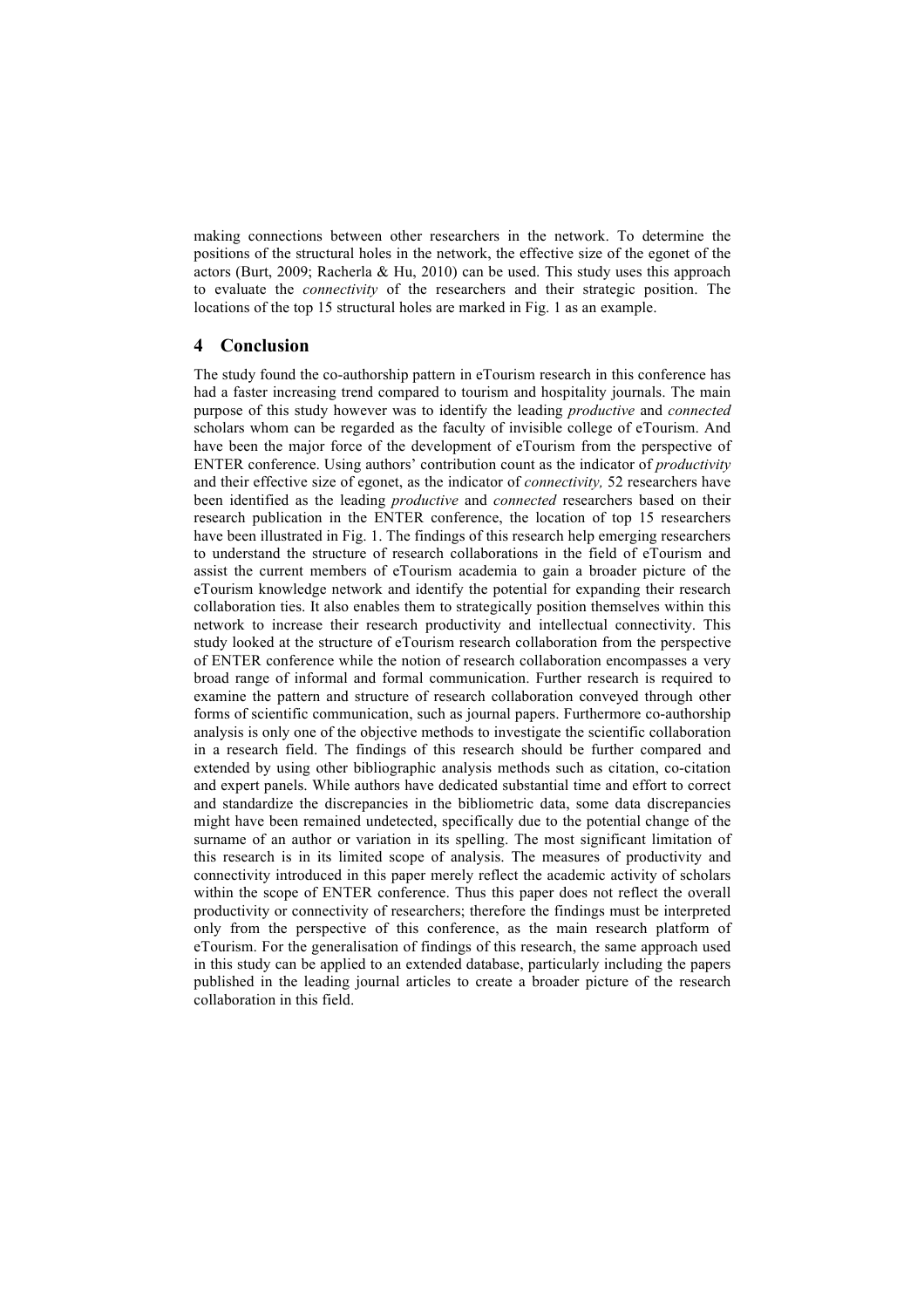making connections between other researchers in the network. To determine the positions of the structural holes in the network, the effective size of the egonet of the actors (Burt, 2009; Racherla & Hu, 2010) can be used. This study uses this approach to evaluate the *connectivity* of the researchers and their strategic position. The locations of the top 15 structural holes are marked in Fig. 1 as an example.

## 4 Conclusion

The study found the co-authorship pattern in eTourism research in this conference has had a faster increasing trend compared to tourism and hospitality journals. The main purpose of this study however was to identify the leading *productive* and *connected* scholars whom can be regarded as the faculty of invisible college of eTourism. And have been the major force of the development of eTourism from the perspective of ENTER conference. Using authors' contribution count as the indicator of *productivity* and their effective size of egonet, as the indicator of *connectivity,* 52 researchers have been identified as the leading *productive* and *connected* researchers based on their research publication in the ENTER conference, the location of top 15 researchers have been illustrated in Fig. 1. The findings of this research help emerging researchers to understand the structure of research collaborations in the field of eTourism and assist the current members of eTourism academia to gain a broader picture of the eTourism knowledge network and identify the potential for expanding their research collaboration ties. It also enables them to strategically position themselves within this network to increase their research productivity and intellectual connectivity. This study looked at the structure of eTourism research collaboration from the perspective of ENTER conference while the notion of research collaboration encompasses a very broad range of informal and formal communication. Further research is required to examine the pattern and structure of research collaboration conveyed through other forms of scientific communication, such as journal papers. Furthermore co-authorship analysis is only one of the objective methods to investigate the scientific collaboration in a research field. The findings of this research should be further compared and extended by using other bibliographic analysis methods such as citation, co-citation and expert panels. While authors have dedicated substantial time and effort to correct and standardize the discrepancies in the bibliometric data, some data discrepancies might have been remained undetected, specifically due to the potential change of the surname of an author or variation in its spelling. The most significant limitation of this research is in its limited scope of analysis. The measures of productivity and connectivity introduced in this paper merely reflect the academic activity of scholars within the scope of ENTER conference. Thus this paper does not reflect the overall productivity or connectivity of researchers; therefore the findings must be interpreted only from the perspective of this conference, as the main research platform of eTourism. For the generalisation of findings of this research, the same approach used in this study can be applied to an extended database, particularly including the papers published in the leading journal articles to create a broader picture of the research collaboration in this field.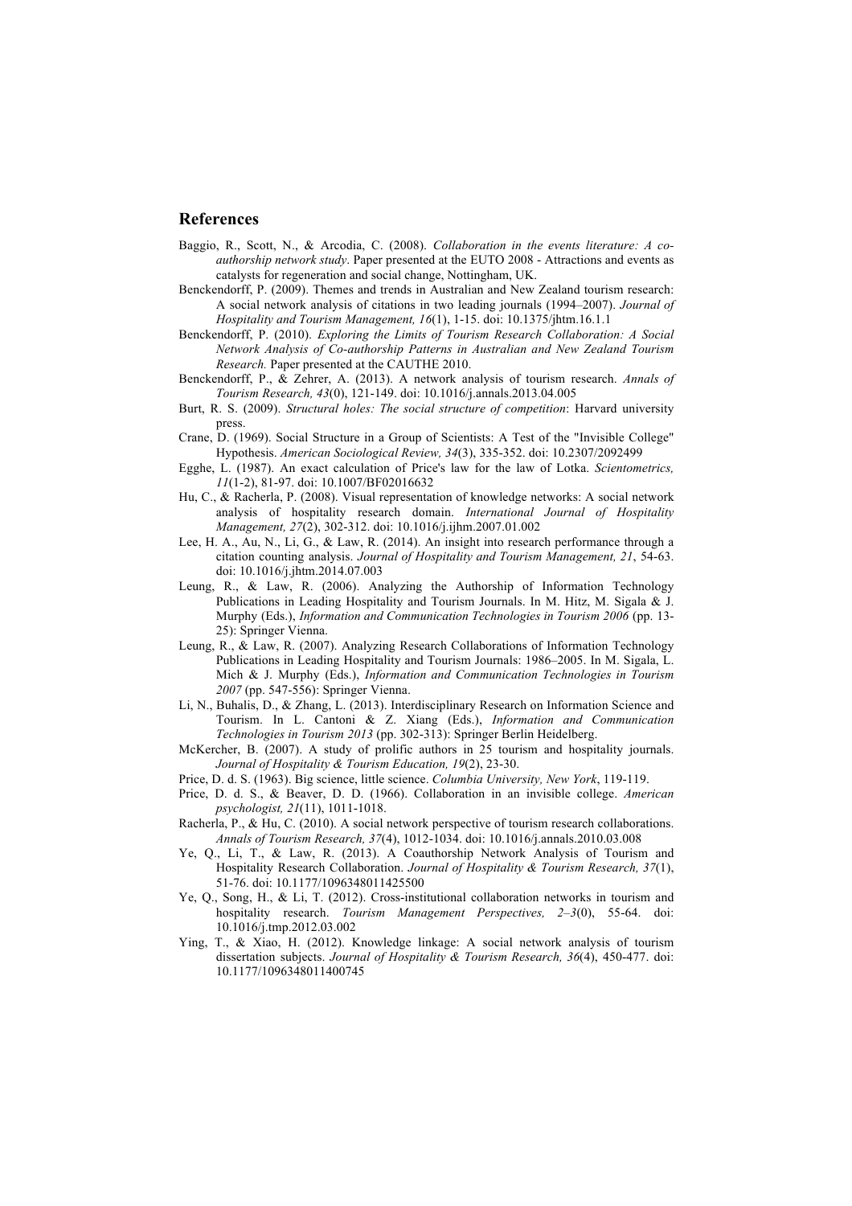## References

Baggio, R., Scott, N., & Arcodia, C. (2008). *Collaboration in the events literature: A co-authorship network study*. Paper presented at the EUTO 2008 - Attractions and events as catalysts for regeneration and social change, Nottingham, UK.

Benckendorff, P. (2009). Themes and trends in Australian and New Zealand tourism research: A social network analysis of citations in two leading journals (1994–2007). *Journal of Hospitality and Tourism Management, 16*(1), 1-15. doi: 10.1375/jhtm.16.1.1

Benckendorff, P. (2010). *Exploring the Limits of Tourism Research Collaboration: A Social Network Analysis of Co-authorship Patterns in Australian and New Zealand Tourism Research.* Paper presented at the CAUTHE 2010.

Benckendorff, P., & Zehrer, A. (2013). A network analysis of tourism research. *Annals of Tourism Research, 43*(0), 121-149. doi: 10.1016/j.annals.2013.04.005

Burt, R. S. (2009). *Structural holes: The social structure of competition*: Harvard university press.

Crane, D. (1969). Social Structure in a Group of Scientists: A Test of the "Invisible College" Hypothesis. *American Sociological Review, 34*(3), 335-352. doi: 10.2307/2092499

Egghe, L. (1987). An exact calculation of Price's law for the law of Lotka. *Scientometrics, 11*(1-2), 81-97. doi: 10.1007/BF02016632

Hu, C., & Racherla, P. (2008). Visual representation of knowledge networks: A social network analysis of hospitality research domain. *International Journal of Hospitality Management, 27*(2), 302-312. doi: 10.1016/j.ijhm.2007.01.002

Lee, H. A., Au, N., Li, G., & Law, R. (2014). An insight into research performance through a citation counting analysis. *Journal of Hospitality and Tourism Management, 21*, 54-63. doi: 10.1016/j.jhtm.2014.07.003

Leung, R., & Law, R. (2006). Analyzing the Authorship of Information Technology Publications in Leading Hospitality and Tourism Journals. In M. Hitz, M. Sigala & J. Murphy (Eds.), *Information and Communication Technologies in Tourism 2006* (pp. 13-25): Springer Vienna.

Leung, R., & Law, R. (2007). Analyzing Research Collaborations of Information Technology Publications in Leading Hospitality and Tourism Journals: 1986–2005. In M. Sigala, L. Mich & J. Murphy (Eds.), *Information and Communication Technologies in Tourism 2007* (pp. 547-556): Springer Vienna.

Li, N., Buhalis, D., & Zhang, L. (2013). Interdisciplinary Research on Information Science and Tourism. In L. Cantoni & Z. Xiang (Eds.), *Information and Communication Technologies in Tourism 2013* (pp. 302-313): Springer Berlin Heidelberg.

McKercher, B. (2007). A study of prolific authors in 25 tourism and hospitality journals. *Journal of Hospitality & Tourism Education, 19*(2), 23-30.

Price, D. d. S. (1963). Big science, little science. *Columbia University, New York*, 119-119.

Price, D. d. S., & Beaver, D. D. (1966). Collaboration in an invisible college. *American psychologist, 21*(11), 1011-1018.

Racherla, P., & Hu, C. (2010). A social network perspective of tourism research collaborations. *Annals of Tourism Research, 37*(4), 1012-1034. doi: 10.1016/j.annals.2010.03.008

Ye, Q., Li, T., & Law, R. (2013). A Coauthorship Network Analysis of Tourism and Hospitality Research Collaboration. *Journal of Hospitality & Tourism Research, 37*(1), 51-76. doi: 10.1177/1096348011425500

Ye, Q., Song, H., & Li, T. (2012). Cross-institutional collaboration networks in tourism and hospitality research. *Tourism Management Perspectives, 2–3*(0), 55-64. doi: 10.1016/j.tmp.2012.03.002

Ying, T., & Xiao, H. (2012). Knowledge linkage: A social network analysis of tourism dissertation subjects. *Journal of Hospitality & Tourism Research, 36*(4), 450-477. doi: 10.1177/1096348011400745